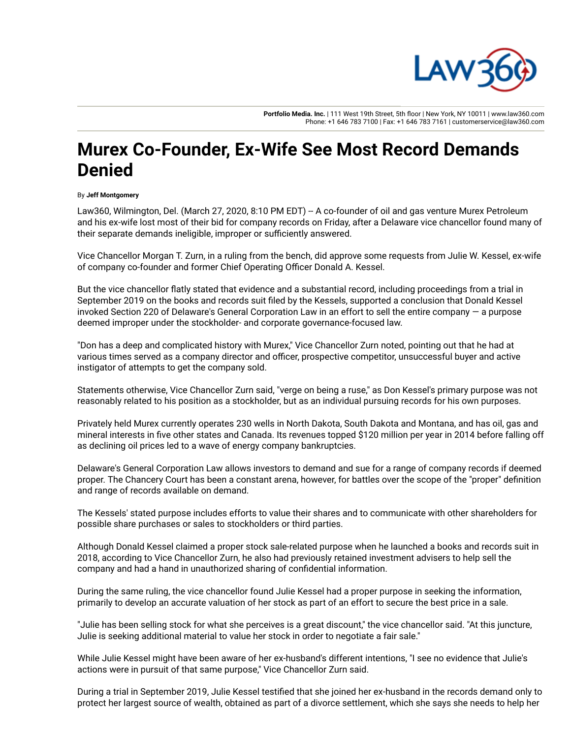Portfolio Media. Inc. | 111 West 19th Street, 5th floor | New York, NY 10011 | www.law360.com
Phone: +1 646 783 7100 | Fax: +1 646 783 7161 | customerservice@law360.com

# Murex Co-Founder, Ex-Wife See Most Record Demands Denied

By **Jeff Montgomery**

Law360, Wilmington, Del. (March 27, 2020, 8:10 PM EDT) -- A co-founder of oil and gas venture Murex Petroleum and his ex-wife lost most of their bid for company records on Friday, after a Delaware vice chancellor found many of their separate demands ineligible, improper or sufficiently answered.

Vice Chancellor Morgan T. Zurn, in a ruling from the bench, did approve some requests from Julie W. Kessel, ex-wife of company co-founder and former Chief Operating Officer Donald A. Kessel.

But the vice chancellor flatly stated that evidence and a substantial record, including proceedings from a trial in September 2019 on the books and records suit filed by the Kessels, supported a conclusion that Donald Kessel invoked Section 220 of Delaware's General Corporation Law in an effort to sell the entire company — a purpose deemed improper under the stockholder- and corporate governance-focused law.

"Don has a deep and complicated history with Murex," Vice Chancellor Zurn noted, pointing out that he had at various times served as a company director and officer, prospective competitor, unsuccessful buyer and active instigator of attempts to get the company sold.

Statements otherwise, Vice Chancellor Zurn said, "verge on being a ruse," as Don Kessel's primary purpose was not reasonably related to his position as a stockholder, but as an individual pursuing records for his own purposes.

Privately held Murex currently operates 230 wells in North Dakota, South Dakota and Montana, and has oil, gas and mineral interests in five other states and Canada. Its revenues topped $120 million per year in 2014 before falling off as declining oil prices led to a wave of energy company bankruptcies.

Delaware's General Corporation Law allows investors to demand and sue for a range of company records if deemed proper. The Chancery Court has been a constant arena, however, for battles over the scope of the "proper" definition and range of records available on demand.

The Kessels' stated purpose includes efforts to value their shares and to communicate with other shareholders for possible share purchases or sales to stockholders or third parties.

Although Donald Kessel claimed a proper stock sale-related purpose when he launched a books and records suit in 2018, according to Vice Chancellor Zurn, he also had previously retained investment advisers to help sell the company and had a hand in unauthorized sharing of confidential information.

During the same ruling, the vice chancellor found Julie Kessel had a proper purpose in seeking the information, primarily to develop an accurate valuation of her stock as part of an effort to secure the best price in a sale.

"Julie has been selling stock for what she perceives is a great discount," the vice chancellor said. "At this juncture, Julie is seeking additional material to value her stock in order to negotiate a fair sale."

While Julie Kessel might have been aware of her ex-husband's different intentions, "I see no evidence that Julie's actions were in pursuit of that same purpose," Vice Chancellor Zurn said.

During a trial in September 2019, Julie Kessel testified that she joined her ex-husband in the records demand only to protect her largest source of wealth, obtained as part of a divorce settlement, which she says she needs to help her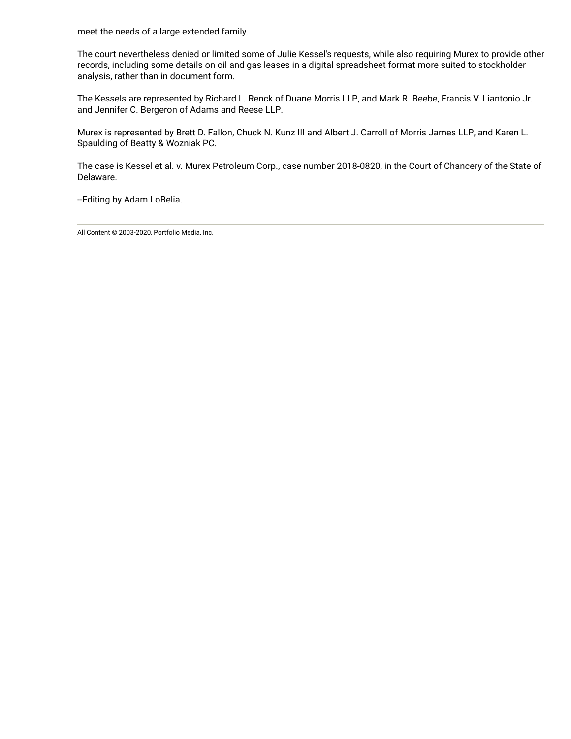meet the needs of a large extended family.

The court nevertheless denied or limited some of Julie Kessel's requests, while also requiring Murex to provide other records, including some details on oil and gas leases in a digital spreadsheet format more suited to stockholder analysis, rather than in document form.

The Kessels are represented by Richard L. Renck of Duane Morris LLP, and Mark R. Beebe, Francis V. Liantonio Jr. and Jennifer C. Bergeron of Adams and Reese LLP.

Murex is represented by Brett D. Fallon, Chuck N. Kunz III and Albert J. Carroll of Morris James LLP, and Karen L. Spaulding of Beatty & Wozniak PC.

The case is Kessel et al. v. Murex Petroleum Corp., case number 2018-0820, in the Court of Chancery of the State of Delaware.

--Editing by Adam LoBelia.

---

All Content © 2003-2020, Portfolio Media, Inc.